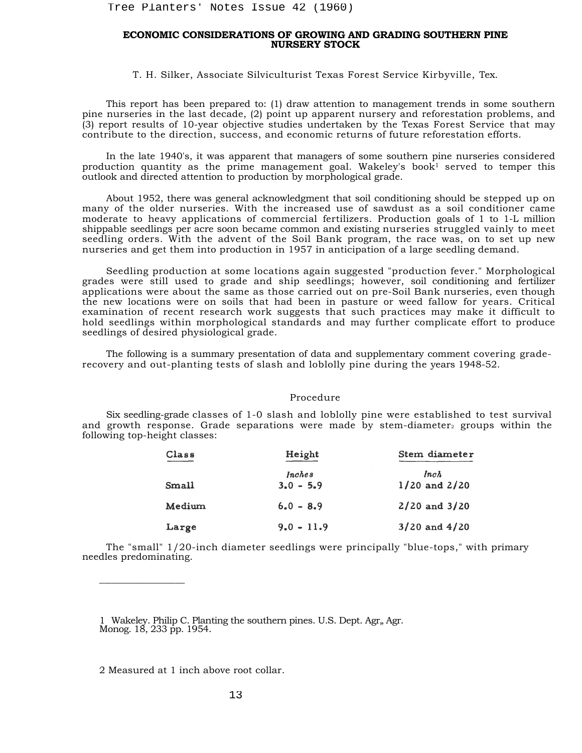# ECONOMIC CONSIDERATIONS OF GROWING AND GRADING SOUTHERN PINE NURSERY STOCK

T. H. Silker, Associate Silviculturist Texas Forest Service Kirbyville, Tex.

This report has been prepared to: (1) draw attention to management trends in some southern pine nurseries in the last decade, (2) point up apparent nursery and reforestation problems, and (3) report results of 10-year objective studies undertaken by the Texas Forest Service that may contribute to the direction, success, and economic returns of future reforestation efforts.

In the late 1940's, it was apparent that managers of some southern pine nurseries considered production quantity as the prime management goal. Wakeley's book[1] served to temper this outlook and directed attention to production by morphological grade.

About 1952, there was general acknowledgment that soil conditioning should be stepped up on many of the older nurseries. With the increased use of sawdust as a soil conditioner came moderate to heavy applications of commercial fertilizers. Production goals of 1 to 1-L million shippable seedlings per acre soon became common and existing nurseries struggled vainly to meet seedling orders. With the advent of the Soil Bank program, the race was, on to set up new nurseries and get them into production in 1957 in anticipation of a large seedling demand.

Seedling production at some locations again suggested "production fever." Morphological grades were still used to grade and ship seedlings; however, soil conditioning and fertilizer applications were about the same as those carried out on pre-Soil Bank nurseries, even though the new locations were on soils that had been in pasture or weed fallow for years. Critical examination of recent research work suggests that such practices may make it difficult to hold seedlings within morphological standards and may further complicate effort to produce seedlings of desired physiological grade.

The following is a summary presentation of data and supplementary comment covering grade-recovery and out-planting tests of slash and loblolly pine during the years 1948-52.

## Procedure

Six seedling-grade classes of 1-0 slash and loblolly pine were established to test survival and growth response. Grade separations were made by stem-diameter[2] groups within the following top-height classes:

| Class | Height | Stem diameter |
|---|---|---|
| | *Inches* | *Inch* |
| Small | 3.0 - 5.9 | 1/20 and 2/20 |
| Medium | 6.0 - 8.9 | 2/20 and 3/20 |
| Large | 9.0 - 11.9 | 3/20 and 4/20 |

The "small" 1/20-inch diameter seedlings were principally "blue-tops," with primary needles predominating.

---

1 Wakeley. Philip C. Planting the southern pines. U.S. Dept. Agr„ Agr. Monog. 18, 233 pp. 1954.

2 Measured at 1 inch above root collar.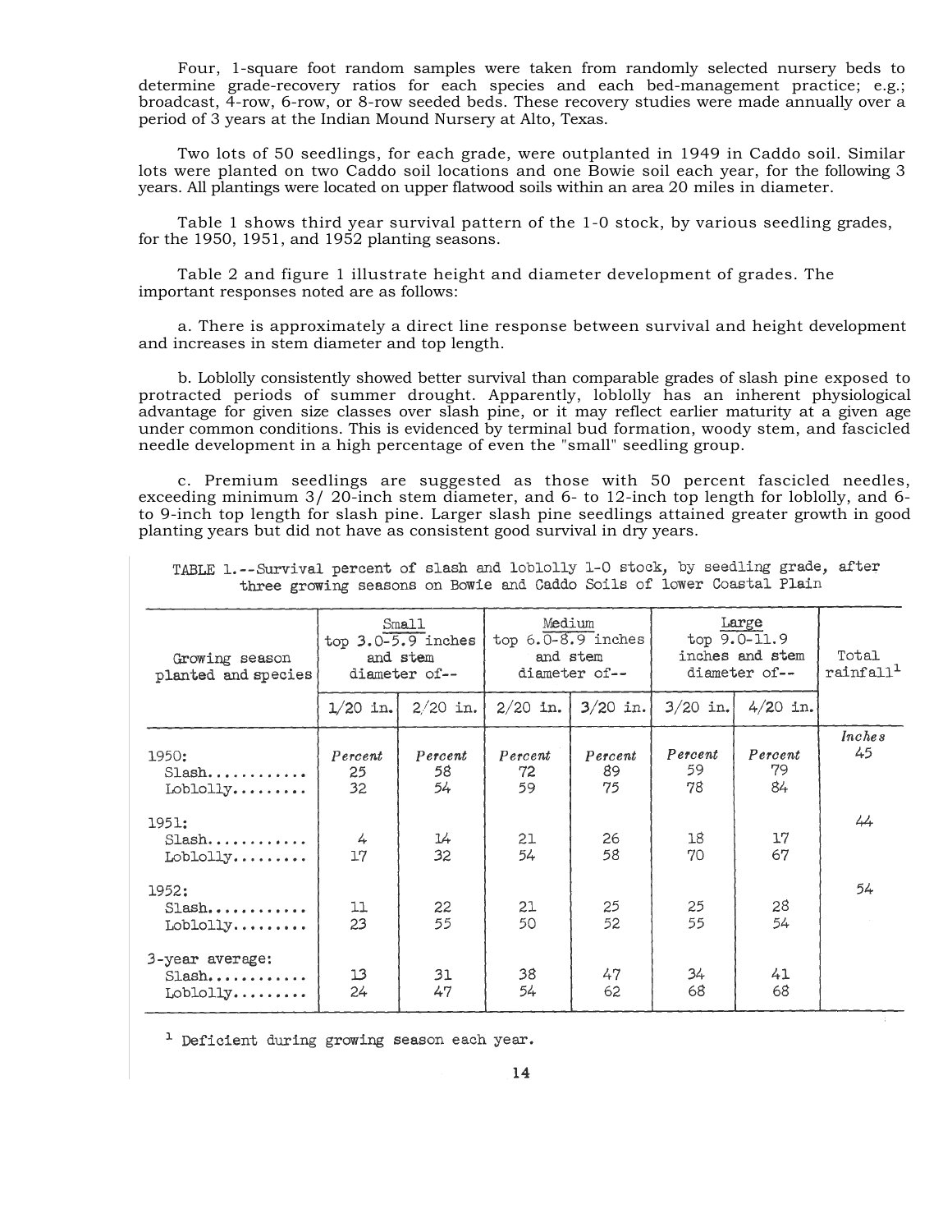Four, 1-square foot random samples were taken from randomly selected nursery beds to determine grade-recovery ratios for each species and each bed-management practice; e.g.; broadcast, 4-row, 6-row, or 8-row seeded beds. These recovery studies were made annually over a period of 3 years at the Indian Mound Nursery at Alto, Texas.

Two lots of 50 seedlings, for each grade, were outplanted in 1949 in Caddo soil. Similar lots were planted on two Caddo soil locations and one Bowie soil each year, for the following 3 years. All plantings were located on upper flatwood soils within an area 20 miles in diameter.

Table 1 shows third year survival pattern of the 1-0 stock, by various seedling grades, for the 1950, 1951, and 1952 planting seasons.

Table 2 and figure 1 illustrate height and diameter development of grades. The important responses noted are as follows:

a. There is approximately a direct line response between survival and height development and increases in stem diameter and top length.

b. Loblolly consistently showed better survival than comparable grades of slash pine exposed to protracted periods of summer drought. Apparently, loblolly has an inherent physiological advantage for given size classes over slash pine, or it may reflect earlier maturity at a given age under common conditions. This is evidenced by terminal bud formation, woody stem, and fascicled needle development in a high percentage of even the "small" seedling group.

c. Premium seedlings are suggested as those with 50 percent fascicled needles, exceeding minimum 3/ 20-inch stem diameter, and 6- to 12-inch top length for loblolly, and 6- to 9-inch top length for slash pine. Larger slash pine seedlings attained greater growth in good planting years but did not have as consistent good survival in dry years.

TABLE 1.--Survival percent of slash and loblolly 1-0 stock, by seedling grade, after three growing seasons on Bowie and Caddo Soils of lower Coastal Plain

| Growing season planted and species | Small top 3.0-5.9 inches and stem diameter of-- | | Medium top 6.0-8.9 inches and stem diameter of-- | | Large top 9.0-11.9 inches and stem diameter of-- | | Total rainfall[1] |
|---|---|---|---|---|---|---|---|
| | 1/20 in. | 2/20 in. | 2/20 in. | 3/20 in. | 3/20 in. | 4/20 in. | |
| | *Percent* | *Percent* | *Percent* | *Percent* | *Percent* | *Percent* | *Inches* |
| 1950: | | | | | | | 45 |
| Slash........... | 25 | 58 | 72 | 89 | 59 | 79 | |
| Loblolly......... | 32 | 54 | 59 | 75 | 78 | 84 | |
| 1951: | | | | | | | 44 |
| Slash........... | 4 | 14 | 21 | 26 | 18 | 17 | |
| Loblolly......... | 17 | 32 | 54 | 58 | 70 | 67 | |
| 1952: | | | | | | | 54 |
| Slash........... | 11 | 22 | 21 | 25 | 25 | 28 | |
| Loblolly......... | 23 | 55 | 50 | 52 | 55 | 54 | |
| 3-year average: | | | | | | | |
| Slash........... | 13 | 31 | 38 | 47 | 34 | 41 | |
| Loblolly......... | 24 | 47 | 54 | 62 | 68 | 68 | |

[1] Deficient during growing season each year.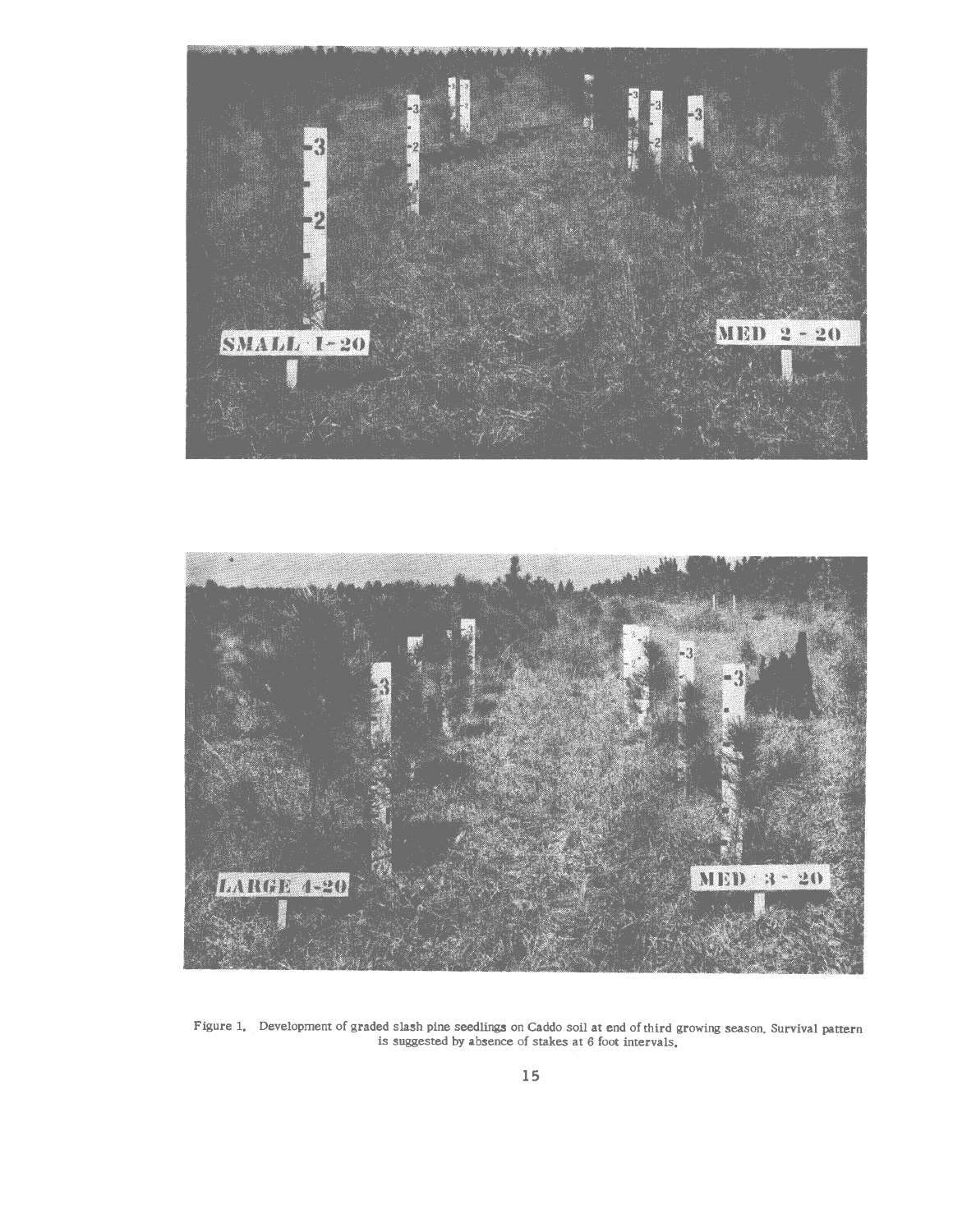Figure 1. Development of graded slash pine seedlings on Caddo soil at end of third growing season. Survival pattern is suggested by absence of stakes at 6 foot intervals.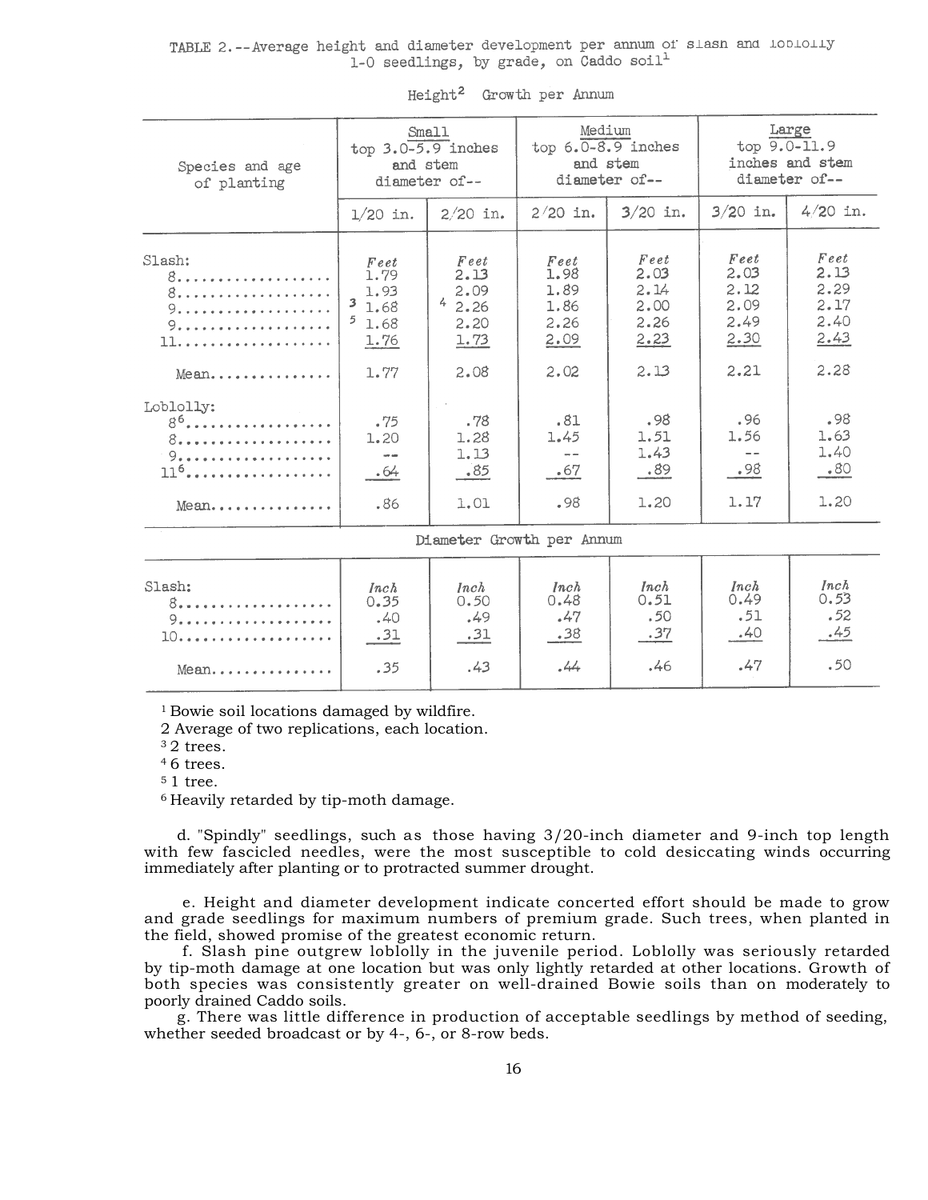TABLE 2.--Average height and diameter development per annum of slash and loblolly 1-0 seedlings, by grade, on Caddo soil[1]

Height[2] Growth per Annum

| Species and age of planting | Small top 3.0-5.9 inches and stem diameter of-- | | Medium top 6.0-8.9 inches and stem diameter of-- | | Large top 9.0-11.9 inches and stem diameter of-- | |
|---|---|---|---|---|---|---|
| | 1/20 in. | 2/20 in. | 2/20 in. | 3/20 in. | 3/20 in. | 4/20 in. |
| Slash: | *Feet* | *Feet* | *Feet* | *Feet* | *Feet* | *Feet* |
| 8.................. | 1.79 | 2.13 | 1.98 | 2.03 | 2.03 | 2.13 |
| 8.................. | 1.93 | 2.09 | 1.89 | 2.14 | 2.12 | 2.29 |
| 9.................. | [3] 1.68 | [4] 2.26 | 1.86 | 2.00 | 2.09 | 2.17 |
| 9.................. | [5] 1.68 | 2.20 | 2.26 | 2.26 | 2.49 | 2.40 |
| 11.................. | 1.76 | 1.73 | 2.09 | 2.23 | 2.30 | 2.43 |
| Mean.............. | 1.77 | 2.08 | 2.02 | 2.13 | 2.21 | 2.28 |
| Loblolly: | | | | | | |
| 8[6].................. | .75 | .78 | .81 | .98 | .96 | .98 |
| 8.................. | 1.20 | 1.28 | 1.45 | 1.51 | 1.56 | 1.63 |
| 9.................. | -- | 1.13 | -- | 1.43 | -- | 1.40 |
| 11[6].................. | .64 | .85 | .67 | .89 | .98 | .80 |
| Mean.............. | .86 | 1.01 | .98 | 1.20 | 1.17 | 1.20 |

Diameter Growth per Annum

| Species and age of planting | 1/20 in. | 2/20 in. | 2/20 in. | 3/20 in. | 3/20 in. | 4/20 in. |
|---|---|---|---|---|---|---|
| Slash: | *Inch* | *Inch* | *Inch* | *Inch* | *Inch* | *Inch* |
| 8.................. | 0.35 | 0.50 | 0.48 | 0.51 | 0.49 | 0.53 |
| 9.................. | .40 | .49 | .47 | .50 | .51 | .52 |
| 10.................. | .31 | .31 | .38 | .37 | .40 | .45 |
| Mean.............. | .35 | .43 | .44 | .46 | .47 | .50 |

[1] Bowie soil locations damaged by wildfire.

[2] Average of two replications, each location.

[3] 2 trees.

[4] 6 trees.

[5] 1 tree.

[6] Heavily retarded by tip-moth damage.

d. "Spindly" seedlings, such as those having 3/20-inch diameter and 9-inch top length with few fascicled needles, were the most susceptible to cold desiccating winds occurring immediately after planting or to protracted summer drought.

e. Height and diameter development indicate concerted effort should be made to grow and grade seedlings for maximum numbers of premium grade. Such trees, when planted in the field, showed promise of the greatest economic return.

f. Slash pine outgrew loblolly in the juvenile period. Loblolly was seriously retarded by tip-moth damage at one location but was only lightly retarded at other locations. Growth of both species was consistently greater on well-drained Bowie soils than on moderately to poorly drained Caddo soils.

g. There was little difference in production of acceptable seedlings by method of seeding, whether seeded broadcast or by 4-, 6-, or 8-row beds.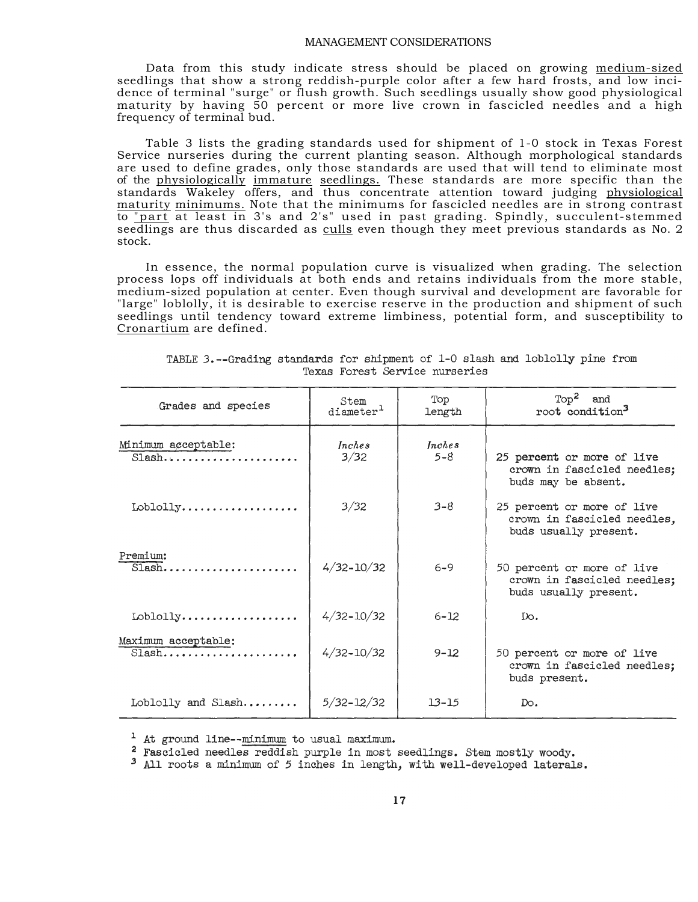## MANAGEMENT CONSIDERATIONS

Data from this study indicate stress should be placed on growing medium-sized seedlings that show a strong reddish-purple color after a few hard frosts, and low incidence of terminal "surge" or flush growth. Such seedlings usually show good physiological maturity by having 50 percent or more live crown in fascicled needles and a high frequency of terminal bud.

Table 3 lists the grading standards used for shipment of 1-0 stock in Texas Forest Service nurseries during the current planting season. Although morphological standards are used to define grades, only those standards are used that will tend to eliminate most of the physiologically immature seedlings. These standards are more specific than the standards Wakeley offers, and thus concentrate attention toward judging physiological maturity minimums. Note that the minimums for fascicled needles are in strong contrast to "part at least in 3's and 2's" used in past grading. Spindly, succulent-stemmed seedlings are thus discarded as culls even though they meet previous standards as No. 2 stock.

In essence, the normal population curve is visualized when grading. The selection process lops off individuals at both ends and retains individuals from the more stable, medium-sized population at center. Even though survival and development are favorable for "large" loblolly, it is desirable to exercise reserve in the production and shipment of such seedlings until tendency toward extreme limbiness, potential form, and susceptibility to *Cronartium* are defined.

TABLE 3.--Grading standards for shipment of 1-0 slash and loblolly pine from Texas Forest Service nurseries

| Grades and species | Stem diameter[1] | Top length | Top[2] and root condition[3] |
|---|---|---|---|
| Minimum acceptable: | *Inches* | *Inches* | |
| Slash | 3/32 | 5-8 | 25 percent or more of live crown in fascicled needles; buds may be absent. |
| Loblolly | 3/32 | 3-8 | 25 percent or more of live crown in fascicled needles, buds usually present. |
| Premium: | | | |
| Slash | 4/32-10/32 | 6-9 | 50 percent or more of live crown in fascicled needles; buds usually present. |
| Loblolly | 4/32-10/32 | 6-12 | Do. |
| Maximum acceptable: | | | |
| Slash | 4/32-10/32 | 9-12 | 50 percent or more of live crown in fascicled needles; buds present. |
| Loblolly and Slash | 5/32-12/32 | 13-15 | Do. |

[1] At ground line--minimum to usual maximum.
[2] Fascicled needles reddish purple in most seedlings. Stem mostly woody.
[3] All roots a minimum of 5 inches in length, with well-developed laterals.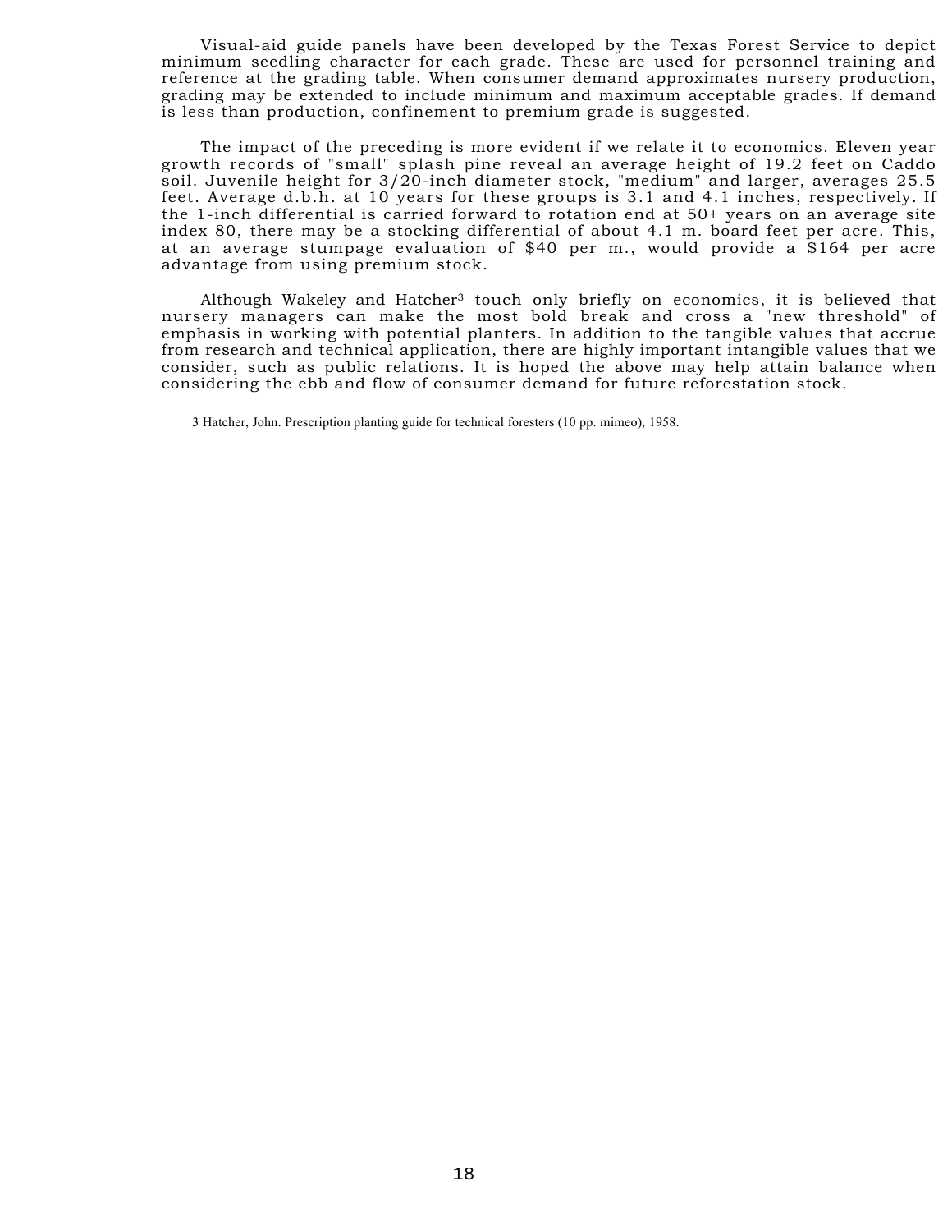Visual-aid guide panels have been developed by the Texas Forest Service to depict minimum seedling character for each grade. These are used for personnel training and reference at the grading table. When consumer demand approximates nursery production, grading may be extended to include minimum and maximum acceptable grades. If demand is less than production, confinement to premium grade is suggested.

The impact of the preceding is more evident if we relate it to economics. Eleven year growth records of "small" splash pine reveal an average height of 19.2 feet on Caddo soil. Juvenile height for 3/20-inch diameter stock, "medium" and larger, averages 25.5 feet. Average d.b.h. at 10 years for these groups is 3.1 and 4.1 inches, respectively. If the 1-inch differential is carried forward to rotation end at 50+ years on an average site index 80, there may be a stocking differential of about 4.1 m. board feet per acre. This, at an average stumpage evaluation of $40 per m., would provide a $164 per acre advantage from using premium stock.

Although Wakeley and Hatcher[3] touch only briefly on economics, it is believed that nursery managers can make the most bold break and cross a "new threshold" of emphasis in working with potential planters. In addition to the tangible values that accrue from research and technical application, there are highly important intangible values that we consider, such as public relations. It is hoped the above may help attain balance when considering the ebb and flow of consumer demand for future reforestation stock.

3 Hatcher, John. Prescription planting guide for technical foresters (10 pp. mimeo), 1958.